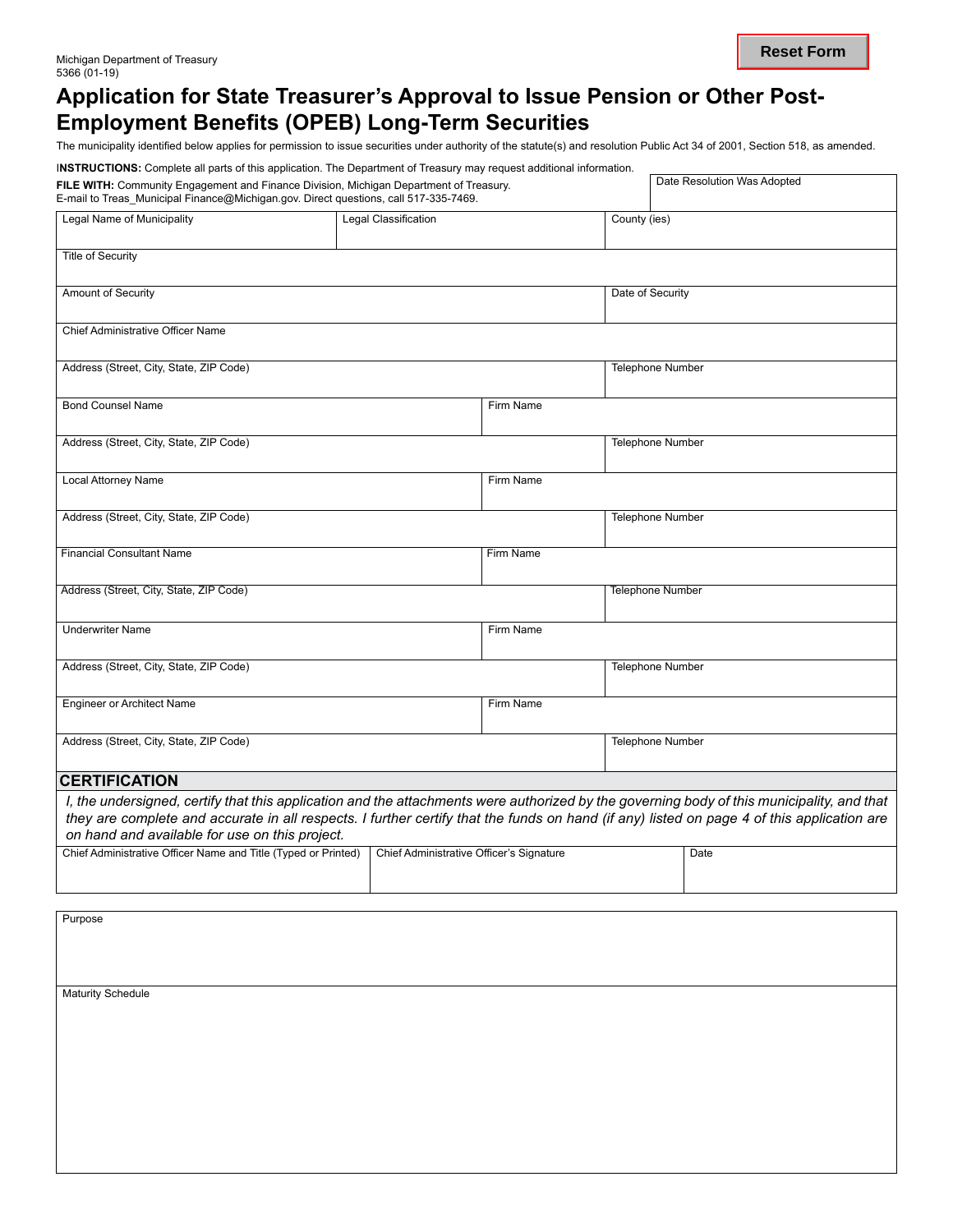Michigan Department of Treasury
5366 (01-19)

Reset Form

# Application for State Treasurer's Approval to Issue Pension or Other Post-Employment Benefits (OPEB) Long-Term Securities

The municipality identified below applies for permission to issue securities under authority of the statute(s) and resolution Public Act 34 of 2001, Section 518, as amended.

**INSTRUCTIONS:** Complete all parts of this application. The Department of Treasury may request additional information.

**FILE WITH:** Community Engagement and Finance Division, Michigan Department of Treasury.
E-mail to Treas_Municipal Finance@Michigan.gov. Direct questions, call 517-335-7469.

| Date Resolution Was Adopted |
|---|
| |

| Legal Name of Municipality | Legal Classification | County (ies) |
|---|---|---|
| | | |

| Title of Security |
|---|
| |

| Amount of Security | Date of Security |
|---|---|
| | |

| Chief Administrative Officer Name |
|---|
| |

| Address (Street, City, State, ZIP Code) | Telephone Number |
|---|---|
| | |

| Bond Counsel Name | Firm Name |
|---|---|
| | |

| Address (Street, City, State, ZIP Code) | Telephone Number |
|---|---|
| | |

| Local Attorney Name | Firm Name |
|---|---|
| | |

| Address (Street, City, State, ZIP Code) | Telephone Number |
|---|---|
| | |

| Financial Consultant Name | Firm Name |
|---|---|
| | |

| Address (Street, City, State, ZIP Code) | Telephone Number |
|---|---|
| | |

| Underwriter Name | Firm Name |
|---|---|
| | |

| Address (Street, City, State, ZIP Code) | Telephone Number |
|---|---|
| | |

| Engineer or Architect Name | Firm Name |
|---|---|
| | |

| Address (Street, City, State, ZIP Code) | Telephone Number |
|---|---|
| | |

## CERTIFICATION

*I, the undersigned, certify that this application and the attachments were authorized by the governing body of this municipality, and that they are complete and accurate in all respects. I further certify that the funds on hand (if any) listed on page 4 of this application are on hand and available for use on this project.*

| Chief Administrative Officer Name and Title (Typed or Printed) | Chief Administrative Officer's Signature | Date |
|---|---|---|
| | | |

| Purpose |
|---|
| |

| Maturity Schedule |
|---|
| |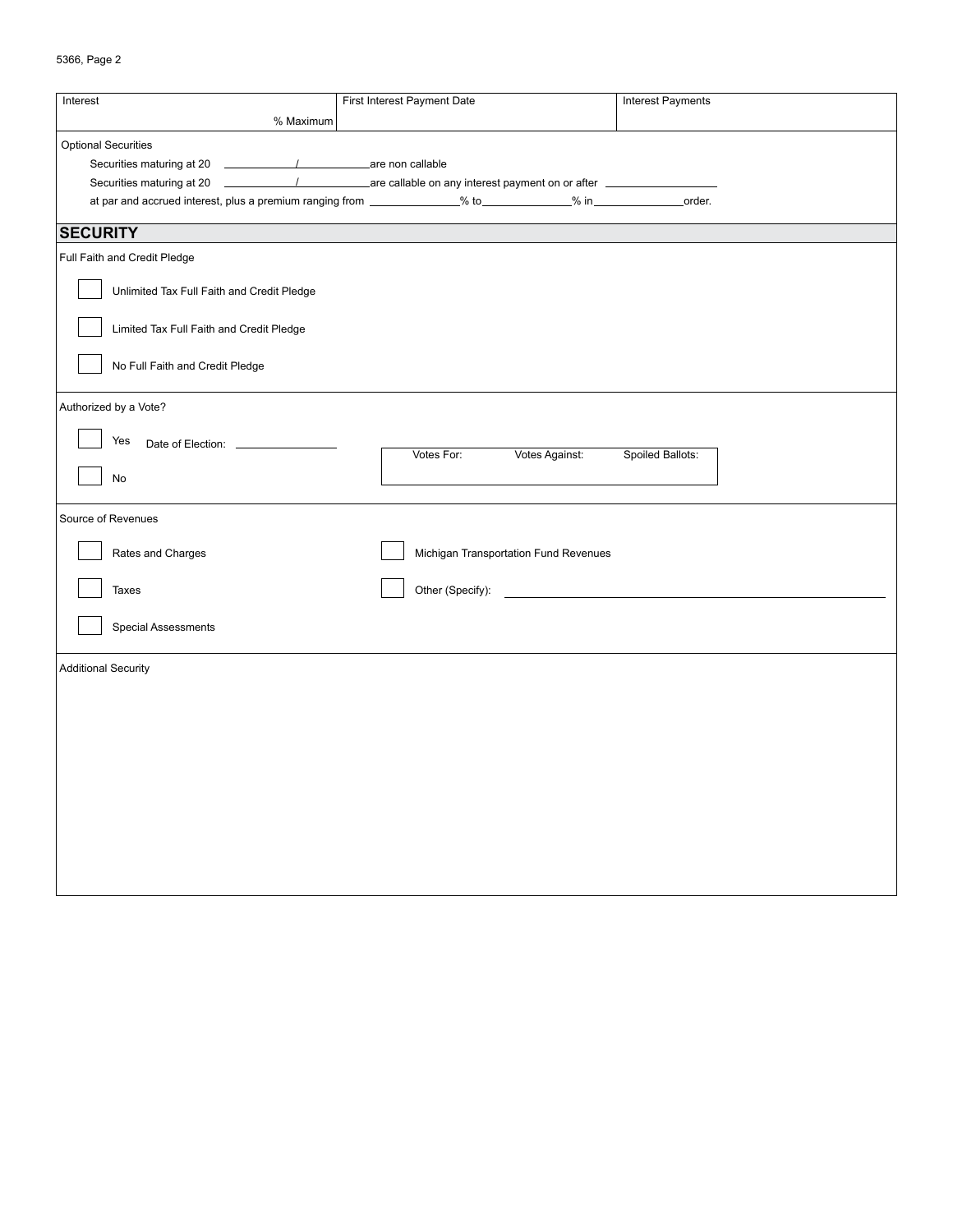| Interest | First Interest Payment Date | Interest Payments |
|---|---|---|
| % Maximum | | |

Optional Securities

Securities maturing at 20 ________/________ are non callable

Securities maturing at 20 ________/________ are callable on any interest payment on or after ________

at par and accrued interest, plus a premium ranging from ________% to ________% in ________ order.

## SECURITY

Full Faith and Credit Pledge

- ☐ Unlimited Tax Full Faith and Credit Pledge
- ☐ Limited Tax Full Faith and Credit Pledge
- ☐ No Full Faith and Credit Pledge

Authorized by a Vote?

- ☐ Yes Date of Election: ________
- ☐ No

| Votes For: | Votes Against: | Spoiled Ballots: |
|---|---|---|
| | | |

Source of Revenues

- ☐ Rates and Charges
- ☐ Taxes
- ☐ Special Assessments
- ☐ Michigan Transportation Fund Revenues
- ☐ Other (Specify): ________

Additional Security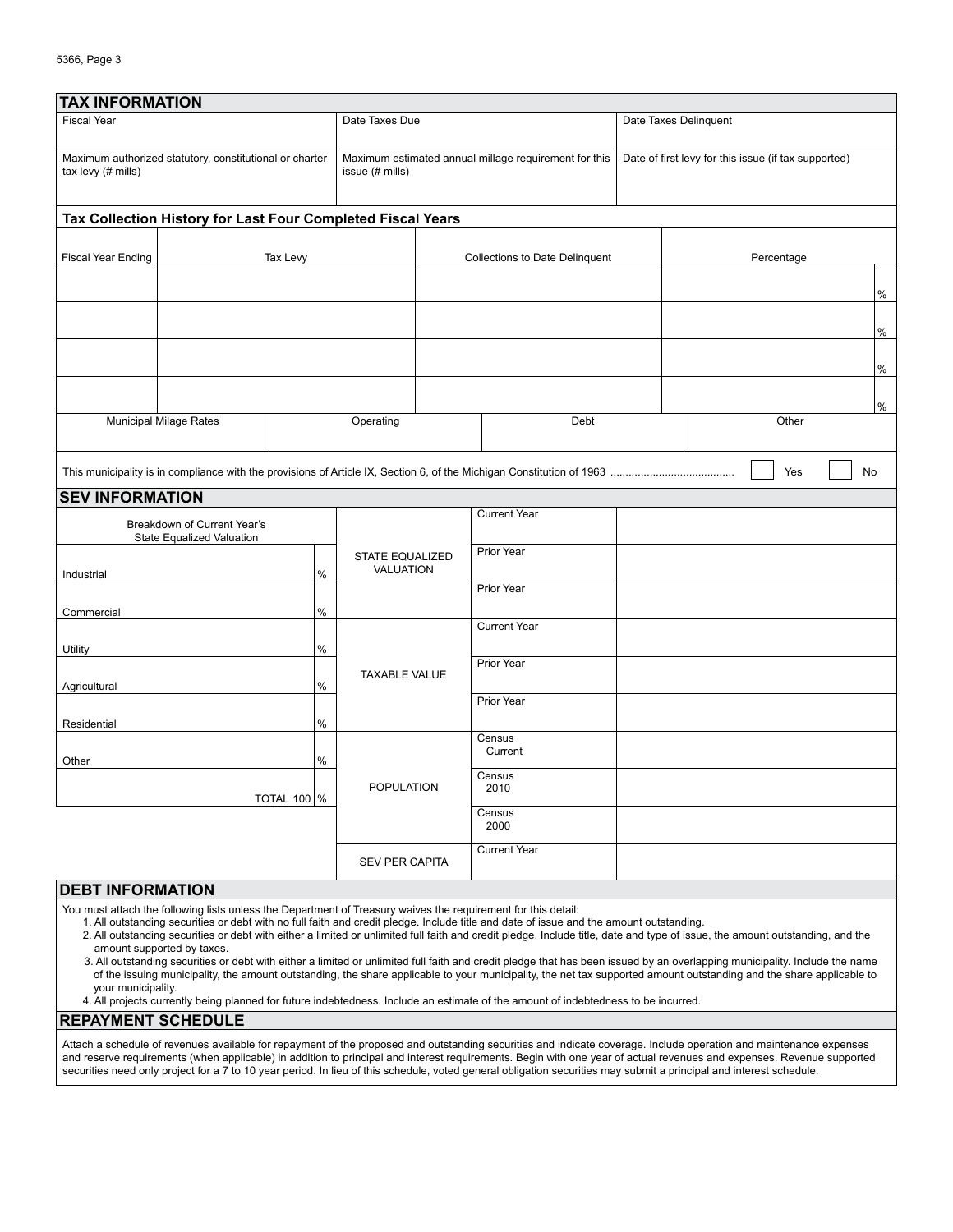## TAX INFORMATION

| Fiscal Year | Date Taxes Due | Date Taxes Delinquent |
|---|---|---|
| | | |
| **Maximum authorized statutory, constitutional or charter tax levy (# mills)** | **Maximum estimated annual millage requirement for this issue (# mills)** | **Date of first levy for this issue (if tax supported)** |
| | | |

### Tax Collection History for Last Four Completed Fiscal Years

| Fiscal Year Ending | Tax Levy | Collections to Date Delinquent | Percentage |
|---|---|---|---|
| | | | % |
| | | | % |
| | | | % |
| | | | % |

| Municipal Milage Rates | Operating | Debt | Other |
|---|---|---|---|
| | | | |

This municipality is in compliance with the provisions of Article IX, Section 6, of the Michigan Constitution of 1963 ........................................ ☐ Yes ☐ No

## SEV INFORMATION

| Breakdown of Current Year's State Equalized Valuation | | |
|---|---|---|
| Industrial | | % |
| Commercial | | % |
| Utility | | % |
| Agricultural | | % |
| Residential | | % |
| Other | | % |
| | TOTAL 100 | % |

| | | |
|---|---|---|
| STATE EQUALIZED VALUATION | Current Year | |
| | Prior Year | |
| | Prior Year | |
| TAXABLE VALUE | Current Year | |
| | Prior Year | |
| | Prior Year | |
| POPULATION | Census Current | |
| | Census 2010 | |
| | Census 2000 | |
| SEV PER CAPITA | Current Year | |

## DEBT INFORMATION

You must attach the following lists unless the Department of Treasury waives the requirement for this detail:

1. All outstanding securities or debt with no full faith and credit pledge. Include title and date of issue and the amount outstanding.
2. All outstanding securities or debt with either a limited or unlimited full faith and credit pledge. Include title, date and type of issue, the amount outstanding, and the amount supported by taxes.
3. All outstanding securities or debt with either a limited or unlimited full faith and credit pledge that has been issued by an overlapping municipality. Include the name of the issuing municipality, the amount outstanding, the share applicable to your municipality, the net tax supported amount outstanding and the share applicable to your municipality.
4. All projects currently being planned for future indebtedness. Include an estimate of the amount of indebtedness to be incurred.

## REPAYMENT SCHEDULE

Attach a schedule of revenues available for repayment of the proposed and outstanding securities and indicate coverage. Include operation and maintenance expenses and reserve requirements (when applicable) in addition to principal and interest requirements. Begin with one year of actual revenues and expenses. Revenue supported securities need only project for a 7 to 10 year period. In lieu of this schedule, voted general obligation securities may submit a principal and interest schedule.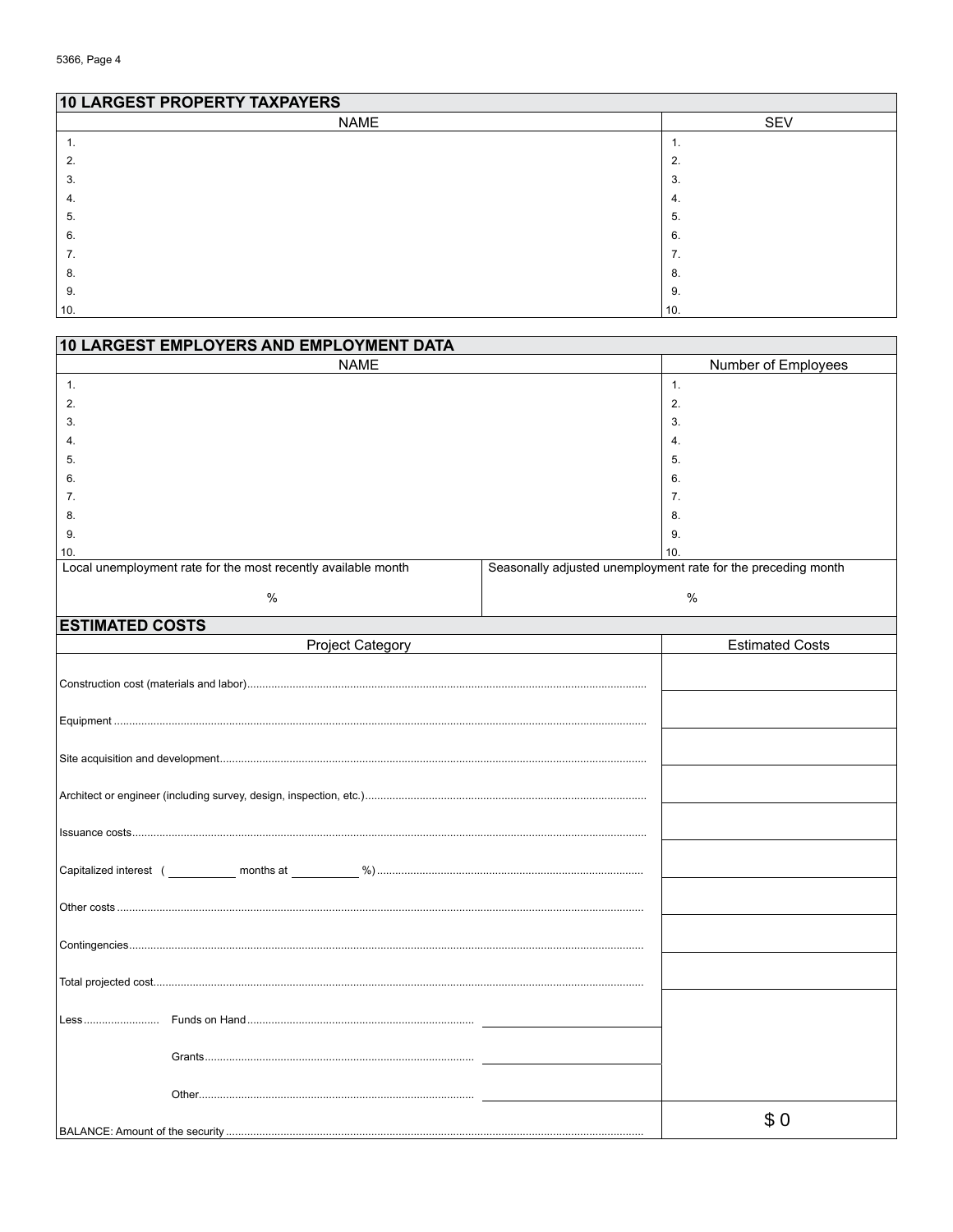## 10 LARGEST PROPERTY TAXPAYERS

| NAME | SEV |
|---|---|
| 1. | 1. |
| 2. | 2. |
| 3. | 3. |
| 4. | 4. |
| 5. | 5. |
| 6. | 6. |
| 7. | 7. |
| 8. | 8. |
| 9. | 9. |
| 10. | 10. |

## 10 LARGEST EMPLOYERS AND EMPLOYMENT DATA

| NAME | Number of Employees |
|---|---|
| 1. | 1. |
| 2. | 2. |
| 3. | 3. |
| 4. | 4. |
| 5. | 5. |
| 6. | 6. |
| 7. | 7. |
| 8. | 8. |
| 9. | 9. |
| 10. | 10. |

| Local unemployment rate for the most recently available month | Seasonally adjusted unemployment rate for the preceding month |
|---|---|
| % | % |

## ESTIMATED COSTS

| Project Category | | Estimated Costs |
|---|---|---|
| Construction cost (materials and labor) | | |
| Equipment | | |
| Site acquisition and development | | |
| Architect or engineer (including survey, design, inspection, etc.) | | |
| Issuance costs | | |
| Capitalized interest ( ______ months at ______ %) | | |
| Other costs | | |
| Contingencies | | |
| Total projected cost | | |
| Less: Funds on Hand | | |
| Grants | | |
| Other | | |
| BALANCE: Amount of the security | | $ 0 |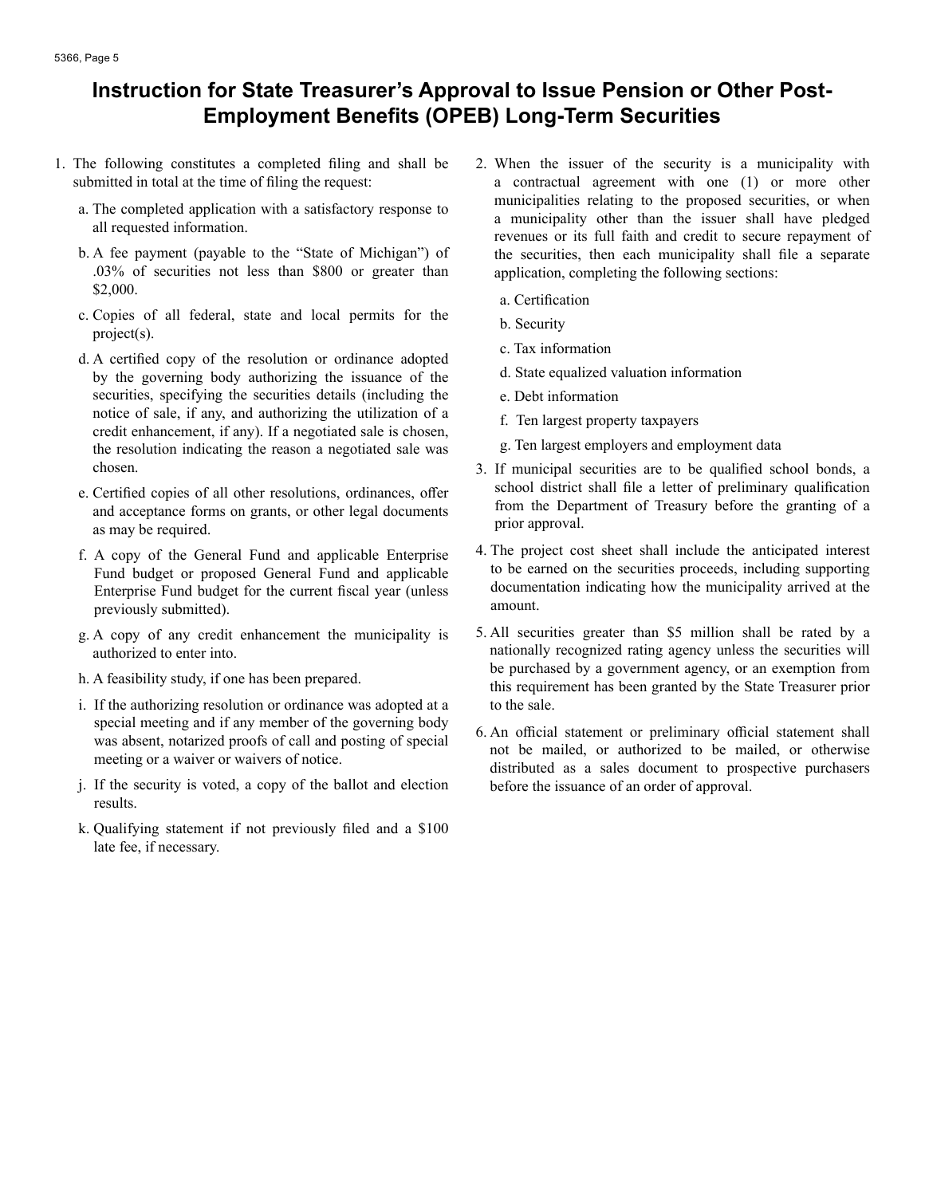# Instruction for State Treasurer's Approval to Issue Pension or Other Post-Employment Benefits (OPEB) Long-Term Securities

1. The following constitutes a completed filing and shall be submitted in total at the time of filing the request:
   a. The completed application with a satisfactory response to all requested information.
   b. A fee payment (payable to the "State of Michigan") of .03% of securities not less than $800 or greater than $2,000.
   c. Copies of all federal, state and local permits for the project(s).
   d. A certified copy of the resolution or ordinance adopted by the governing body authorizing the issuance of the securities, specifying the securities details (including the notice of sale, if any, and authorizing the utilization of a credit enhancement, if any). If a negotiated sale is chosen, the resolution indicating the reason a negotiated sale was chosen.
   e. Certified copies of all other resolutions, ordinances, offer and acceptance forms on grants, or other legal documents as may be required.
   f. A copy of the General Fund and applicable Enterprise Fund budget or proposed General Fund and applicable Enterprise Fund budget for the current fiscal year (unless previously submitted).
   g. A copy of any credit enhancement the municipality is authorized to enter into.
   h. A feasibility study, if one has been prepared.
   i. If the authorizing resolution or ordinance was adopted at a special meeting and if any member of the governing body was absent, notarized proofs of call and posting of special meeting or a waiver or waivers of notice.
   j. If the security is voted, a copy of the ballot and election results.
   k. Qualifying statement if not previously filed and a $100 late fee, if necessary.
2. When the issuer of the security is a municipality with a contractual agreement with one (1) or more other municipalities relating to the proposed securities, or when a municipality other than the issuer shall have pledged revenues or its full faith and credit to secure repayment of the securities, then each municipality shall file a separate application, completing the following sections:
   a. Certification
   b. Security
   c. Tax information
   d. State equalized valuation information
   e. Debt information
   f. Ten largest property taxpayers
   g. Ten largest employers and employment data
3. If municipal securities are to be qualified school bonds, a school district shall file a letter of preliminary qualification from the Department of Treasury before the granting of a prior approval.
4. The project cost sheet shall include the anticipated interest to be earned on the securities proceeds, including supporting documentation indicating how the municipality arrived at the amount.
5. All securities greater than $5 million shall be rated by a nationally recognized rating agency unless the securities will be purchased by a government agency, or an exemption from this requirement has been granted by the State Treasurer prior to the sale.
6. An official statement or preliminary official statement shall not be mailed, or authorized to be mailed, or otherwise distributed as a sales document to prospective purchasers before the issuance of an order of approval.